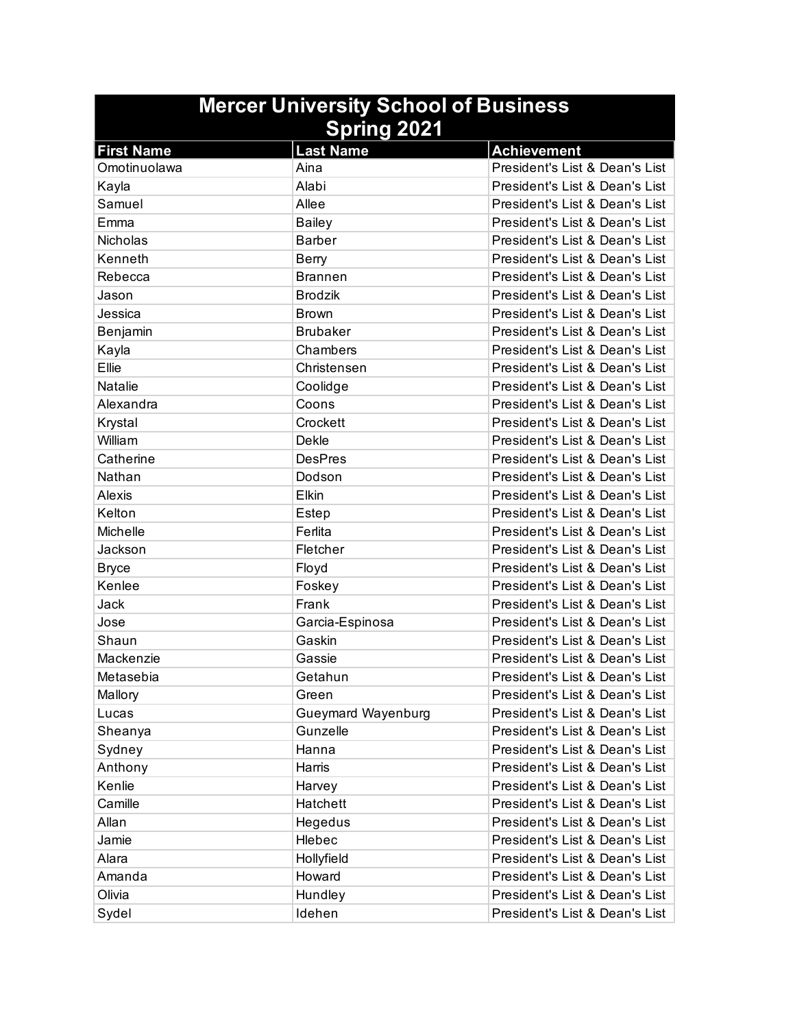# Mercer University School of Business
## Spring 2021

| First Name | Last Name | Achievement |
|---|---|---|
| Omotinuolawa | Aina | President's List & Dean's List |
| Kayla | Alabi | President's List & Dean's List |
| Samuel | Allee | President's List & Dean's List |
| Emma | Bailey | President's List & Dean's List |
| Nicholas | Barber | President's List & Dean's List |
| Kenneth | Berry | President's List & Dean's List |
| Rebecca | Brannen | President's List & Dean's List |
| Jason | Brodzik | President's List & Dean's List |
| Jessica | Brown | President's List & Dean's List |
| Benjamin | Brubaker | President's List & Dean's List |
| Kayla | Chambers | President's List & Dean's List |
| Ellie | Christensen | President's List & Dean's List |
| Natalie | Coolidge | President's List & Dean's List |
| Alexandra | Coons | President's List & Dean's List |
| Krystal | Crockett | President's List & Dean's List |
| William | Dekle | President's List & Dean's List |
| Catherine | DesPres | President's List & Dean's List |
| Nathan | Dodson | President's List & Dean's List |
| Alexis | Elkin | President's List & Dean's List |
| Kelton | Estep | President's List & Dean's List |
| Michelle | Ferlita | President's List & Dean's List |
| Jackson | Fletcher | President's List & Dean's List |
| Bryce | Floyd | President's List & Dean's List |
| Kenlee | Foskey | President's List & Dean's List |
| Jack | Frank | President's List & Dean's List |
| Jose | Garcia-Espinosa | President's List & Dean's List |
| Shaun | Gaskin | President's List & Dean's List |
| Mackenzie | Gassie | President's List & Dean's List |
| Metasebia | Getahun | President's List & Dean's List |
| Mallory | Green | President's List & Dean's List |
| Lucas | Gueymard Wayenburg | President's List & Dean's List |
| Sheanya | Gunzelle | President's List & Dean's List |
| Sydney | Hanna | President's List & Dean's List |
| Anthony | Harris | President's List & Dean's List |
| Kenlie | Harvey | President's List & Dean's List |
| Camille | Hatchett | President's List & Dean's List |
| Allan | Hegedus | President's List & Dean's List |
| Jamie | Hlebec | President's List & Dean's List |
| Alara | Hollyfield | President's List & Dean's List |
| Amanda | Howard | President's List & Dean's List |
| Olivia | Hundley | President's List & Dean's List |
| Sydel | Idehen | President's List & Dean's List |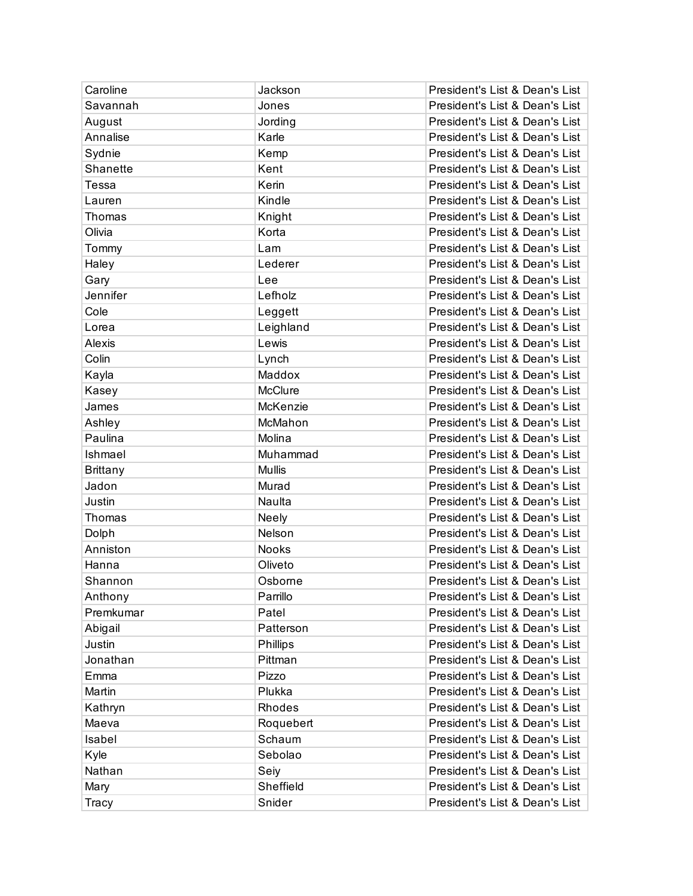| Caroline | Jackson | President's List & Dean's List |
|---|---|---|
| Savannah | Jones | President's List & Dean's List |
| August | Jording | President's List & Dean's List |
| Annalise | Karle | President's List & Dean's List |
| Sydnie | Kemp | President's List & Dean's List |
| Shanette | Kent | President's List & Dean's List |
| Tessa | Kerin | President's List & Dean's List |
| Lauren | Kindle | President's List & Dean's List |
| Thomas | Knight | President's List & Dean's List |
| Olivia | Korta | President's List & Dean's List |
| Tommy | Lam | President's List & Dean's List |
| Haley | Lederer | President's List & Dean's List |
| Gary | Lee | President's List & Dean's List |
| Jennifer | Lefholz | President's List & Dean's List |
| Cole | Leggett | President's List & Dean's List |
| Lorea | Leighland | President's List & Dean's List |
| Alexis | Lewis | President's List & Dean's List |
| Colin | Lynch | President's List & Dean's List |
| Kayla | Maddox | President's List & Dean's List |
| Kasey | McClure | President's List & Dean's List |
| James | McKenzie | President's List & Dean's List |
| Ashley | McMahon | President's List & Dean's List |
| Paulina | Molina | President's List & Dean's List |
| Ishmael | Muhammad | President's List & Dean's List |
| Brittany | Mullis | President's List & Dean's List |
| Jadon | Murad | President's List & Dean's List |
| Justin | Naulta | President's List & Dean's List |
| Thomas | Neely | President's List & Dean's List |
| Dolph | Nelson | President's List & Dean's List |
| Anniston | Nooks | President's List & Dean's List |
| Hanna | Oliveto | President's List & Dean's List |
| Shannon | Osborne | President's List & Dean's List |
| Anthony | Parrillo | President's List & Dean's List |
| Premkumar | Patel | President's List & Dean's List |
| Abigail | Patterson | President's List & Dean's List |
| Justin | Phillips | President's List & Dean's List |
| Jonathan | Pittman | President's List & Dean's List |
| Emma | Pizzo | President's List & Dean's List |
| Martin | Plukka | President's List & Dean's List |
| Kathryn | Rhodes | President's List & Dean's List |
| Maeva | Roquebert | President's List & Dean's List |
| Isabel | Schaum | President's List & Dean's List |
| Kyle | Sebolao | President's List & Dean's List |
| Nathan | Seiy | President's List & Dean's List |
| Mary | Sheffield | President's List & Dean's List |
| Tracy | Snider | President's List & Dean's List |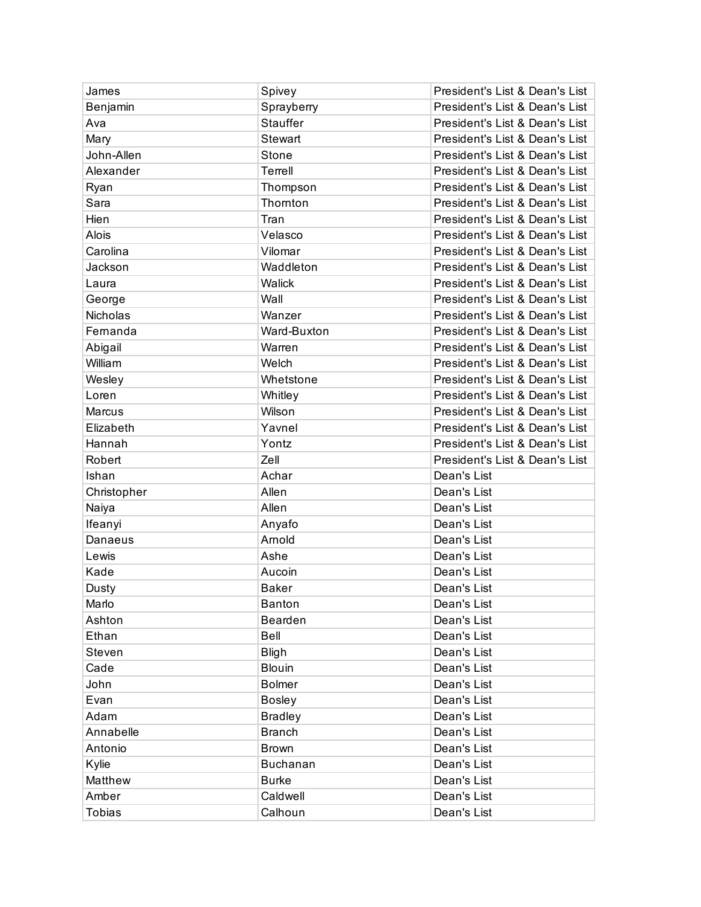| | | |
|---|---|---|
| James | Spivey | President's List & Dean's List |
| Benjamin | Sprayberry | President's List & Dean's List |
| Ava | Stauffer | President's List & Dean's List |
| Mary | Stewart | President's List & Dean's List |
| John-Allen | Stone | President's List & Dean's List |
| Alexander | Terrell | President's List & Dean's List |
| Ryan | Thompson | President's List & Dean's List |
| Sara | Thornton | President's List & Dean's List |
| Hien | Tran | President's List & Dean's List |
| Alois | Velasco | President's List & Dean's List |
| Carolina | Vilomar | President's List & Dean's List |
| Jackson | Waddleton | President's List & Dean's List |
| Laura | Walick | President's List & Dean's List |
| George | Wall | President's List & Dean's List |
| Nicholas | Wanzer | President's List & Dean's List |
| Fernanda | Ward-Buxton | President's List & Dean's List |
| Abigail | Warren | President's List & Dean's List |
| William | Welch | President's List & Dean's List |
| Wesley | Whetstone | President's List & Dean's List |
| Loren | Whitley | President's List & Dean's List |
| Marcus | Wilson | President's List & Dean's List |
| Elizabeth | Yavnel | President's List & Dean's List |
| Hannah | Yontz | President's List & Dean's List |
| Robert | Zell | President's List & Dean's List |
| Ishan | Achar | Dean's List |
| Christopher | Allen | Dean's List |
| Naiya | Allen | Dean's List |
| Ifeanyi | Anyafo | Dean's List |
| Danaeus | Arnold | Dean's List |
| Lewis | Ashe | Dean's List |
| Kade | Aucoin | Dean's List |
| Dusty | Baker | Dean's List |
| Marlo | Banton | Dean's List |
| Ashton | Bearden | Dean's List |
| Ethan | Bell | Dean's List |
| Steven | Bligh | Dean's List |
| Cade | Blouin | Dean's List |
| John | Bolmer | Dean's List |
| Evan | Bosley | Dean's List |
| Adam | Bradley | Dean's List |
| Annabelle | Branch | Dean's List |
| Antonio | Brown | Dean's List |
| Kylie | Buchanan | Dean's List |
| Matthew | Burke | Dean's List |
| Amber | Caldwell | Dean's List |
| Tobias | Calhoun | Dean's List |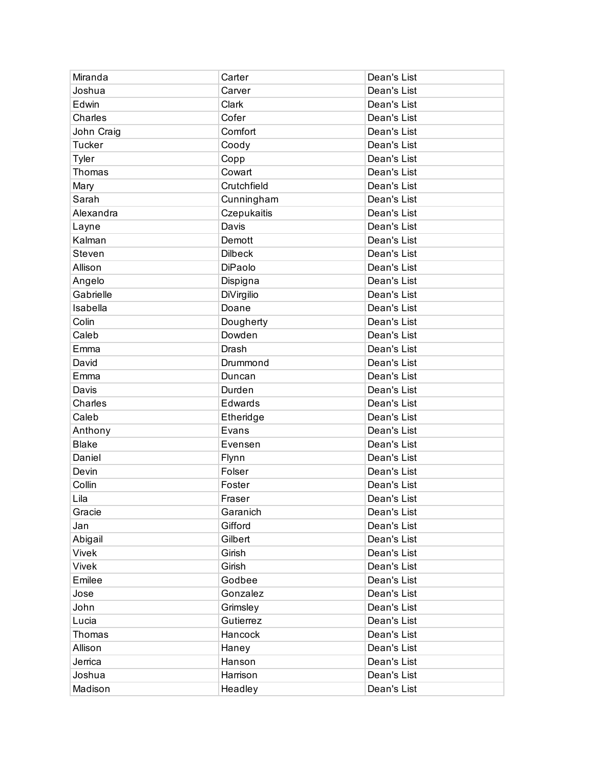| | | |
|---|---|---|
| Miranda | Carter | Dean's List |
| Joshua | Carver | Dean's List |
| Edwin | Clark | Dean's List |
| Charles | Cofer | Dean's List |
| John Craig | Comfort | Dean's List |
| Tucker | Coody | Dean's List |
| Tyler | Copp | Dean's List |
| Thomas | Cowart | Dean's List |
| Mary | Crutchfield | Dean's List |
| Sarah | Cunningham | Dean's List |
| Alexandra | Czepukaitis | Dean's List |
| Layne | Davis | Dean's List |
| Kalman | Demott | Dean's List |
| Steven | Dilbeck | Dean's List |
| Allison | DiPaolo | Dean's List |
| Angelo | Dispigna | Dean's List |
| Gabrielle | DiVirgilio | Dean's List |
| Isabella | Doane | Dean's List |
| Colin | Dougherty | Dean's List |
| Caleb | Dowden | Dean's List |
| Emma | Drash | Dean's List |
| David | Drummond | Dean's List |
| Emma | Duncan | Dean's List |
| Davis | Durden | Dean's List |
| Charles | Edwards | Dean's List |
| Caleb | Etheridge | Dean's List |
| Anthony | Evans | Dean's List |
| Blake | Evensen | Dean's List |
| Daniel | Flynn | Dean's List |
| Devin | Folser | Dean's List |
| Collin | Foster | Dean's List |
| Lila | Fraser | Dean's List |
| Gracie | Garanich | Dean's List |
| Jan | Gifford | Dean's List |
| Abigail | Gilbert | Dean's List |
| Vivek | Girish | Dean's List |
| Vivek | Girish | Dean's List |
| Emilee | Godbee | Dean's List |
| Jose | Gonzalez | Dean's List |
| John | Grimsley | Dean's List |
| Lucia | Gutierrez | Dean's List |
| Thomas | Hancock | Dean's List |
| Allison | Haney | Dean's List |
| Jerrica | Hanson | Dean's List |
| Joshua | Harrison | Dean's List |
| Madison | Headley | Dean's List |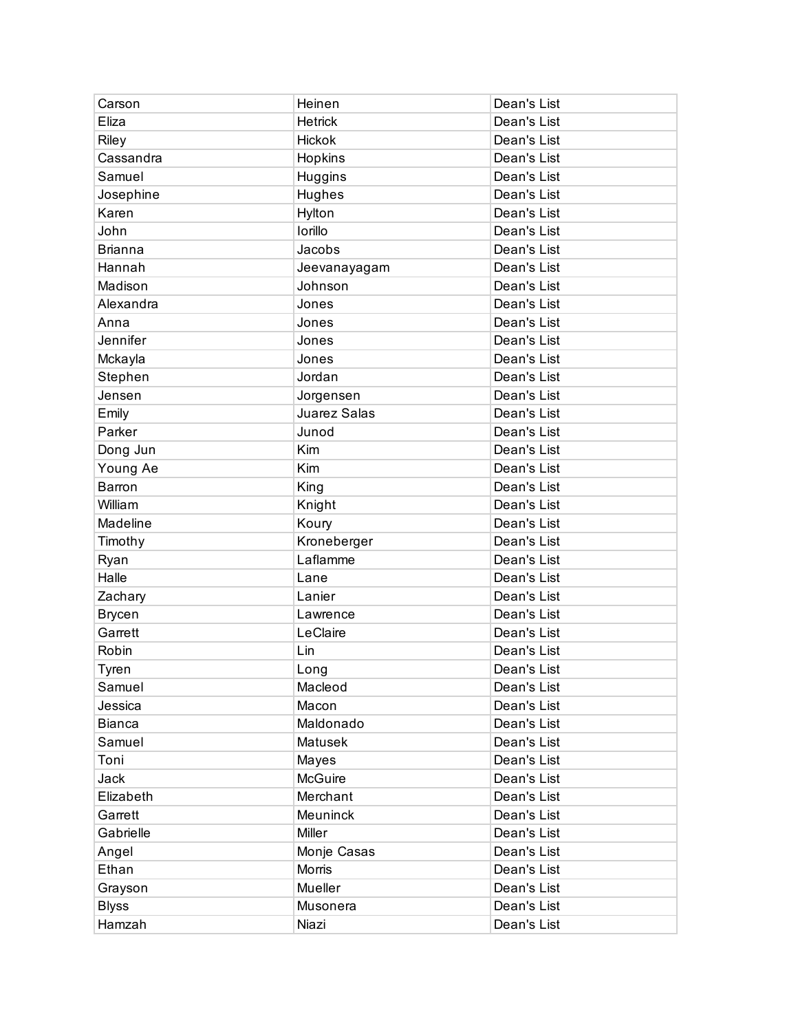| | | |
|---|---|---|
| Carson | Heinen | Dean's List |
| Eliza | Hetrick | Dean's List |
| Riley | Hickok | Dean's List |
| Cassandra | Hopkins | Dean's List |
| Samuel | Huggins | Dean's List |
| Josephine | Hughes | Dean's List |
| Karen | Hylton | Dean's List |
| John | Iorillo | Dean's List |
| Brianna | Jacobs | Dean's List |
| Hannah | Jeevanayagam | Dean's List |
| Madison | Johnson | Dean's List |
| Alexandra | Jones | Dean's List |
| Anna | Jones | Dean's List |
| Jennifer | Jones | Dean's List |
| Mckayla | Jones | Dean's List |
| Stephen | Jordan | Dean's List |
| Jensen | Jorgensen | Dean's List |
| Emily | Juarez Salas | Dean's List |
| Parker | Junod | Dean's List |
| Dong Jun | Kim | Dean's List |
| Young Ae | Kim | Dean's List |
| Barron | King | Dean's List |
| William | Knight | Dean's List |
| Madeline | Koury | Dean's List |
| Timothy | Kroneberger | Dean's List |
| Ryan | Laflamme | Dean's List |
| Halle | Lane | Dean's List |
| Zachary | Lanier | Dean's List |
| Brycen | Lawrence | Dean's List |
| Garrett | LeClaire | Dean's List |
| Robin | Lin | Dean's List |
| Tyren | Long | Dean's List |
| Samuel | Macleod | Dean's List |
| Jessica | Macon | Dean's List |
| Bianca | Maldonado | Dean's List |
| Samuel | Matusek | Dean's List |
| Toni | Mayes | Dean's List |
| Jack | McGuire | Dean's List |
| Elizabeth | Merchant | Dean's List |
| Garrett | Meuninck | Dean's List |
| Gabrielle | Miller | Dean's List |
| Angel | Monje Casas | Dean's List |
| Ethan | Morris | Dean's List |
| Grayson | Mueller | Dean's List |
| Blyss | Musonera | Dean's List |
| Hamzah | Niazi | Dean's List |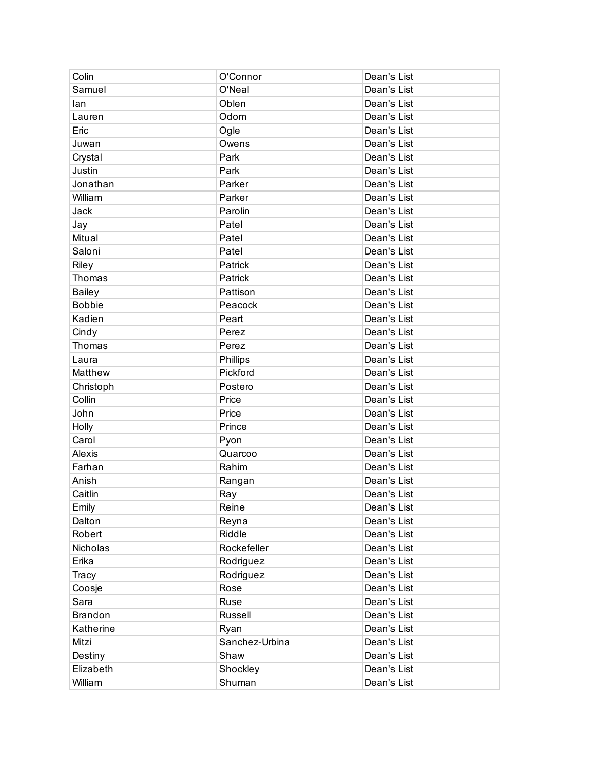| Colin | O'Connor | Dean's List |
|---|---|---|
| Samuel | O'Neal | Dean's List |
| Ian | Oblen | Dean's List |
| Lauren | Odom | Dean's List |
| Eric | Ogle | Dean's List |
| Juwan | Owens | Dean's List |
| Crystal | Park | Dean's List |
| Justin | Park | Dean's List |
| Jonathan | Parker | Dean's List |
| William | Parker | Dean's List |
| Jack | Parolin | Dean's List |
| Jay | Patel | Dean's List |
| Mitual | Patel | Dean's List |
| Saloni | Patel | Dean's List |
| Riley | Patrick | Dean's List |
| Thomas | Patrick | Dean's List |
| Bailey | Pattison | Dean's List |
| Bobbie | Peacock | Dean's List |
| Kadien | Peart | Dean's List |
| Cindy | Perez | Dean's List |
| Thomas | Perez | Dean's List |
| Laura | Phillips | Dean's List |
| Matthew | Pickford | Dean's List |
| Christoph | Postero | Dean's List |
| Collin | Price | Dean's List |
| John | Price | Dean's List |
| Holly | Prince | Dean's List |
| Carol | Pyon | Dean's List |
| Alexis | Quarcoo | Dean's List |
| Farhan | Rahim | Dean's List |
| Anish | Rangan | Dean's List |
| Caitlin | Ray | Dean's List |
| Emily | Reine | Dean's List |
| Dalton | Reyna | Dean's List |
| Robert | Riddle | Dean's List |
| Nicholas | Rockefeller | Dean's List |
| Erika | Rodriguez | Dean's List |
| Tracy | Rodriguez | Dean's List |
| Coosje | Rose | Dean's List |
| Sara | Ruse | Dean's List |
| Brandon | Russell | Dean's List |
| Katherine | Ryan | Dean's List |
| Mitzi | Sanchez-Urbina | Dean's List |
| Destiny | Shaw | Dean's List |
| Elizabeth | Shockley | Dean's List |
| William | Shuman | Dean's List |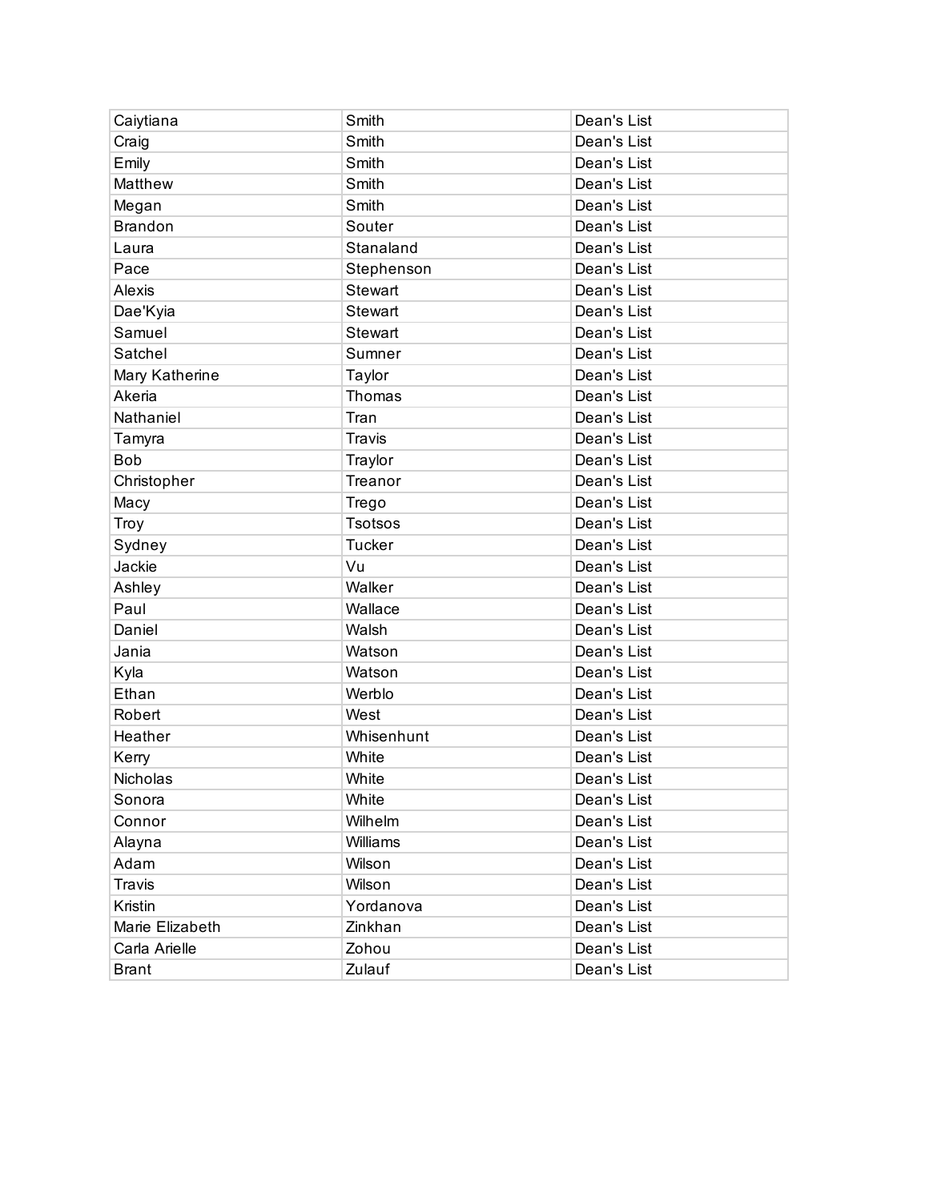| | | |
|---|---|---|
| Caiytiana | Smith | Dean's List |
| Craig | Smith | Dean's List |
| Emily | Smith | Dean's List |
| Matthew | Smith | Dean's List |
| Megan | Smith | Dean's List |
| Brandon | Souter | Dean's List |
| Laura | Stanaland | Dean's List |
| Pace | Stephenson | Dean's List |
| Alexis | Stewart | Dean's List |
| Dae'Kyia | Stewart | Dean's List |
| Samuel | Stewart | Dean's List |
| Satchel | Sumner | Dean's List |
| Mary Katherine | Taylor | Dean's List |
| Akeria | Thomas | Dean's List |
| Nathaniel | Tran | Dean's List |
| Tamyra | Travis | Dean's List |
| Bob | Traylor | Dean's List |
| Christopher | Treanor | Dean's List |
| Macy | Trego | Dean's List |
| Troy | Tsotsos | Dean's List |
| Sydney | Tucker | Dean's List |
| Jackie | Vu | Dean's List |
| Ashley | Walker | Dean's List |
| Paul | Wallace | Dean's List |
| Daniel | Walsh | Dean's List |
| Jania | Watson | Dean's List |
| Kyla | Watson | Dean's List |
| Ethan | Werblo | Dean's List |
| Robert | West | Dean's List |
| Heather | Whisenhunt | Dean's List |
| Kerry | White | Dean's List |
| Nicholas | White | Dean's List |
| Sonora | White | Dean's List |
| Connor | Wilhelm | Dean's List |
| Alayna | Williams | Dean's List |
| Adam | Wilson | Dean's List |
| Travis | Wilson | Dean's List |
| Kristin | Yordanova | Dean's List |
| Marie Elizabeth | Zinkhan | Dean's List |
| Carla Arielle | Zohou | Dean's List |
| Brant | Zulauf | Dean's List |